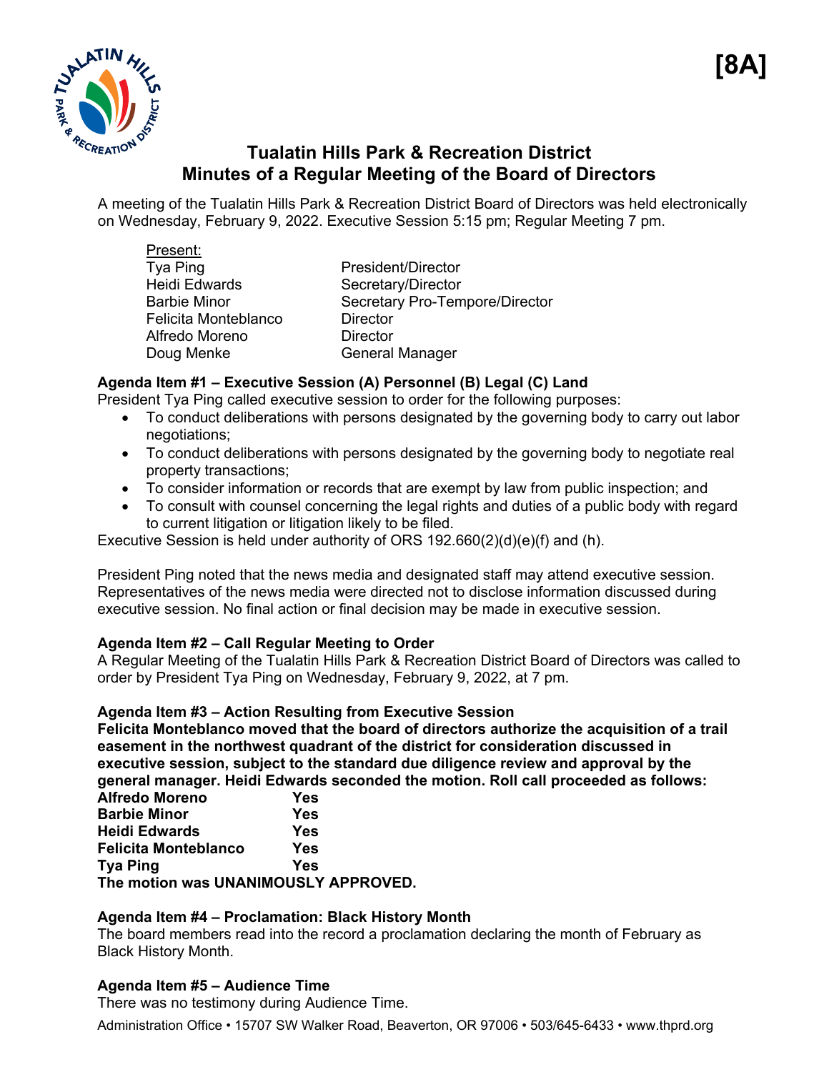[8A]

# Tualatin Hills Park & Recreation District
## Minutes of a Regular Meeting of the Board of Directors

A meeting of the Tualatin Hills Park & Recreation District Board of Directors was held electronically on Wednesday, February 9, 2022. Executive Session 5:15 pm; Regular Meeting 7 pm.

Present:

| | |
|---|---|
| Tya Ping | President/Director |
| Heidi Edwards | Secretary/Director |
| Barbie Minor | Secretary Pro-Tempore/Director |
| Felicita Monteblanco | Director |
| Alfredo Moreno | Director |
| Doug Menke | General Manager |

**Agenda Item #1 – Executive Session (A) Personnel (B) Legal (C) Land**

President Tya Ping called executive session to order for the following purposes:

- To conduct deliberations with persons designated by the governing body to carry out labor negotiations;
- To conduct deliberations with persons designated by the governing body to negotiate real property transactions;
- To consider information or records that are exempt by law from public inspection; and
- To consult with counsel concerning the legal rights and duties of a public body with regard to current litigation or litigation likely to be filed.

Executive Session is held under authority of ORS 192.660(2)(d)(e)(f) and (h).

President Ping noted that the news media and designated staff may attend executive session. Representatives of the news media were directed not to disclose information discussed during executive session. No final action or final decision may be made in executive session.

**Agenda Item #2 – Call Regular Meeting to Order**

A Regular Meeting of the Tualatin Hills Park & Recreation District Board of Directors was called to order by President Tya Ping on Wednesday, February 9, 2022, at 7 pm.

**Agenda Item #3 – Action Resulting from Executive Session**

**Felicita Monteblanco moved that the board of directors authorize the acquisition of a trail easement in the northwest quadrant of the district for consideration discussed in executive session, subject to the standard due diligence review and approval by the general manager. Heidi Edwards seconded the motion. Roll call proceeded as follows:**

| | |
|---|---|
| **Alfredo Moreno** | **Yes** |
| **Barbie Minor** | **Yes** |
| **Heidi Edwards** | **Yes** |
| **Felicita Monteblanco** | **Yes** |
| **Tya Ping** | **Yes** |

**The motion was UNANIMOUSLY APPROVED.**

**Agenda Item #4 – Proclamation: Black History Month**

The board members read into the record a proclamation declaring the month of February as Black History Month.

**Agenda Item #5 – Audience Time**

There was no testimony during Audience Time.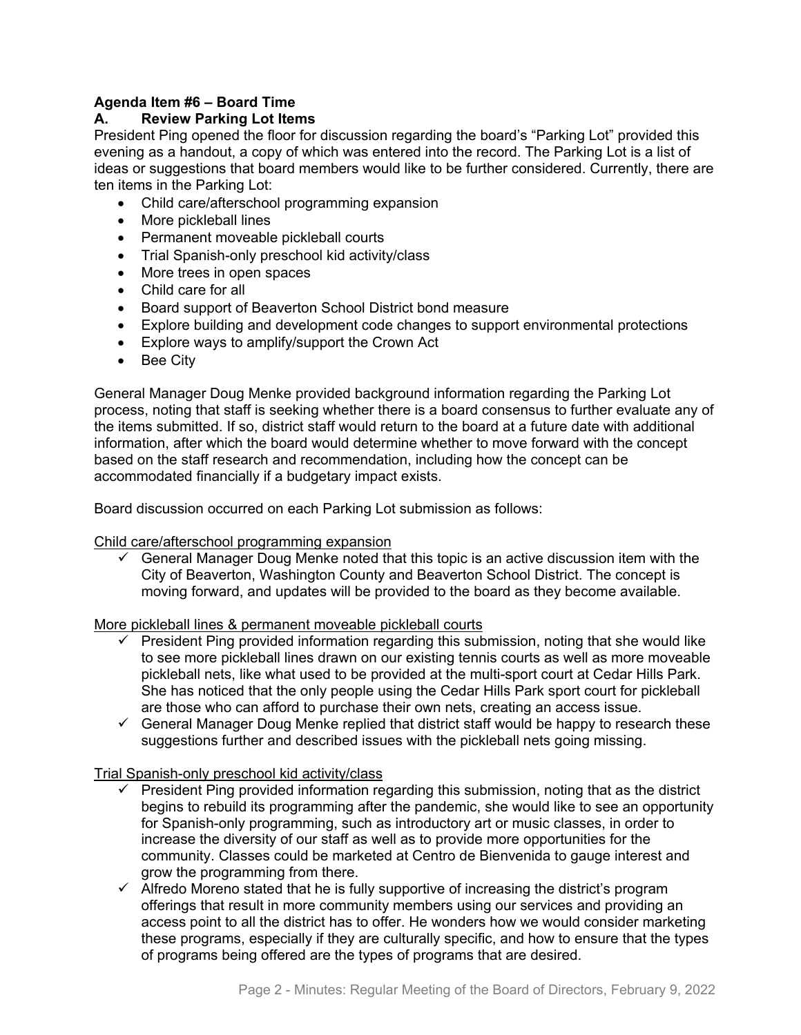**Agenda Item #6 – Board Time**

**A. Review Parking Lot Items**

President Ping opened the floor for discussion regarding the board's "Parking Lot" provided this evening as a handout, a copy of which was entered into the record. The Parking Lot is a list of ideas or suggestions that board members would like to be further considered. Currently, there are ten items in the Parking Lot:

- Child care/afterschool programming expansion
- More pickleball lines
- Permanent moveable pickleball courts
- Trial Spanish-only preschool kid activity/class
- More trees in open spaces
- Child care for all
- Board support of Beaverton School District bond measure
- Explore building and development code changes to support environmental protections
- Explore ways to amplify/support the Crown Act
- Bee City

General Manager Doug Menke provided background information regarding the Parking Lot process, noting that staff is seeking whether there is a board consensus to further evaluate any of the items submitted. If so, district staff would return to the board at a future date with additional information, after which the board would determine whether to move forward with the concept based on the staff research and recommendation, including how the concept can be accommodated financially if a budgetary impact exists.

Board discussion occurred on each Parking Lot submission as follows:

Child care/afterschool programming expansion

- ✓ General Manager Doug Menke noted that this topic is an active discussion item with the City of Beaverton, Washington County and Beaverton School District. The concept is moving forward, and updates will be provided to the board as they become available.

More pickleball lines & permanent moveable pickleball courts

- ✓ President Ping provided information regarding this submission, noting that she would like to see more pickleball lines drawn on our existing tennis courts as well as more moveable pickleball nets, like what used to be provided at the multi-sport court at Cedar Hills Park. She has noticed that the only people using the Cedar Hills Park sport court for pickleball are those who can afford to purchase their own nets, creating an access issue.
- ✓ General Manager Doug Menke replied that district staff would be happy to research these suggestions further and described issues with the pickleball nets going missing.

Trial Spanish-only preschool kid activity/class

- ✓ President Ping provided information regarding this submission, noting that as the district begins to rebuild its programming after the pandemic, she would like to see an opportunity for Spanish-only programming, such as introductory art or music classes, in order to increase the diversity of our staff as well as to provide more opportunities for the community. Classes could be marketed at Centro de Bienvenida to gauge interest and grow the programming from there.
- ✓ Alfredo Moreno stated that he is fully supportive of increasing the district's program offerings that result in more community members using our services and providing an access point to all the district has to offer. He wonders how we would consider marketing these programs, especially if they are culturally specific, and how to ensure that the types of programs being offered are the types of programs that are desired.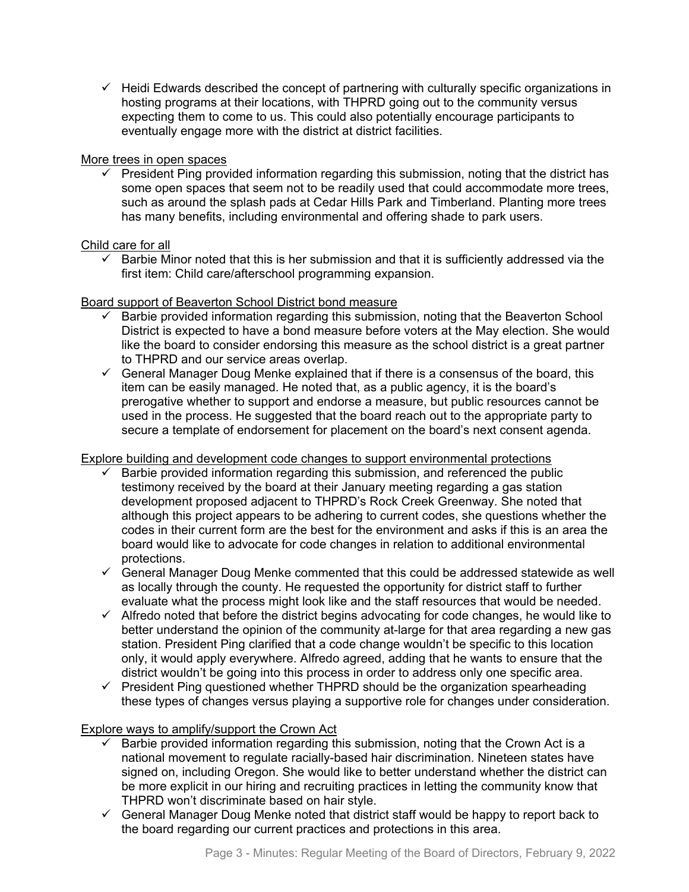- ✓ Heidi Edwards described the concept of partnering with culturally specific organizations in hosting programs at their locations, with THPRD going out to the community versus expecting them to come to us. This could also potentially encourage participants to eventually engage more with the district at district facilities.

<u>More trees in open spaces</u>

- ✓ President Ping provided information regarding this submission, noting that the district has some open spaces that seem not to be readily used that could accommodate more trees, such as around the splash pads at Cedar Hills Park and Timberland. Planting more trees has many benefits, including environmental and offering shade to park users.

<u>Child care for all</u>

- ✓ Barbie Minor noted that this is her submission and that it is sufficiently addressed via the first item: Child care/afterschool programming expansion.

<u>Board support of Beaverton School District bond measure</u>

- ✓ Barbie provided information regarding this submission, noting that the Beaverton School District is expected to have a bond measure before voters at the May election. She would like the board to consider endorsing this measure as the school district is a great partner to THPRD and our service areas overlap.
- ✓ General Manager Doug Menke explained that if there is a consensus of the board, this item can be easily managed. He noted that, as a public agency, it is the board's prerogative whether to support and endorse a measure, but public resources cannot be used in the process. He suggested that the board reach out to the appropriate party to secure a template of endorsement for placement on the board's next consent agenda.

<u>Explore building and development code changes to support environmental protections</u>

- ✓ Barbie provided information regarding this submission, and referenced the public testimony received by the board at their January meeting regarding a gas station development proposed adjacent to THPRD's Rock Creek Greenway. She noted that although this project appears to be adhering to current codes, she questions whether the codes in their current form are the best for the environment and asks if this is an area the board would like to advocate for code changes in relation to additional environmental protections.
- ✓ General Manager Doug Menke commented that this could be addressed statewide as well as locally through the county. He requested the opportunity for district staff to further evaluate what the process might look like and the staff resources that would be needed.
- ✓ Alfredo noted that before the district begins advocating for code changes, he would like to better understand the opinion of the community at-large for that area regarding a new gas station. President Ping clarified that a code change wouldn't be specific to this location only, it would apply everywhere. Alfredo agreed, adding that he wants to ensure that the district wouldn't be going into this process in order to address only one specific area.
- ✓ President Ping questioned whether THPRD should be the organization spearheading these types of changes versus playing a supportive role for changes under consideration.

<u>Explore ways to amplify/support the Crown Act</u>

- ✓ Barbie provided information regarding this submission, noting that the Crown Act is a national movement to regulate racially-based hair discrimination. Nineteen states have signed on, including Oregon. She would like to better understand whether the district can be more explicit in our hiring and recruiting practices in letting the community know that THPRD won't discriminate based on hair style.
- ✓ General Manager Doug Menke noted that district staff would be happy to report back to the board regarding our current practices and protections in this area.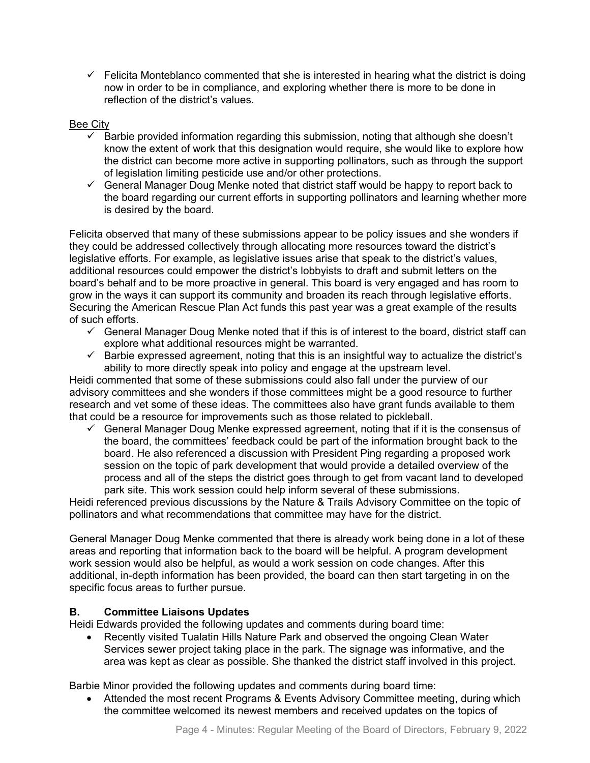- ✓ Felicita Monteblanco commented that she is interested in hearing what the district is doing now in order to be in compliance, and exploring whether there is more to be done in reflection of the district's values.

Bee City

- ✓ Barbie provided information regarding this submission, noting that although she doesn't know the extent of work that this designation would require, she would like to explore how the district can become more active in supporting pollinators, such as through the support of legislation limiting pesticide use and/or other protections.
- ✓ General Manager Doug Menke noted that district staff would be happy to report back to the board regarding our current efforts in supporting pollinators and learning whether more is desired by the board.

Felicita observed that many of these submissions appear to be policy issues and she wonders if they could be addressed collectively through allocating more resources toward the district's legislative efforts. For example, as legislative issues arise that speak to the district's values, additional resources could empower the district's lobbyists to draft and submit letters on the board's behalf and to be more proactive in general. This board is very engaged and has room to grow in the ways it can support its community and broaden its reach through legislative efforts. Securing the American Rescue Plan Act funds this past year was a great example of the results of such efforts.

- ✓ General Manager Doug Menke noted that if this is of interest to the board, district staff can explore what additional resources might be warranted.
- ✓ Barbie expressed agreement, noting that this is an insightful way to actualize the district's ability to more directly speak into policy and engage at the upstream level.

Heidi commented that some of these submissions could also fall under the purview of our advisory committees and she wonders if those committees might be a good resource to further research and vet some of these ideas. The committees also have grant funds available to them that could be a resource for improvements such as those related to pickleball.

- ✓ General Manager Doug Menke expressed agreement, noting that if it is the consensus of the board, the committees' feedback could be part of the information brought back to the board. He also referenced a discussion with President Ping regarding a proposed work session on the topic of park development that would provide a detailed overview of the process and all of the steps the district goes through to get from vacant land to developed park site. This work session could help inform several of these submissions.

Heidi referenced previous discussions by the Nature & Trails Advisory Committee on the topic of pollinators and what recommendations that committee may have for the district.

General Manager Doug Menke commented that there is already work being done in a lot of these areas and reporting that information back to the board will be helpful. A program development work session would also be helpful, as would a work session on code changes. After this additional, in-depth information has been provided, the board can then start targeting in on the specific focus areas to further pursue.

**B. Committee Liaisons Updates**

Heidi Edwards provided the following updates and comments during board time:

- Recently visited Tualatin Hills Nature Park and observed the ongoing Clean Water Services sewer project taking place in the park. The signage was informative, and the area was kept as clear as possible. She thanked the district staff involved in this project.

Barbie Minor provided the following updates and comments during board time:

- Attended the most recent Programs & Events Advisory Committee meeting, during which the committee welcomed its newest members and received updates on the topics of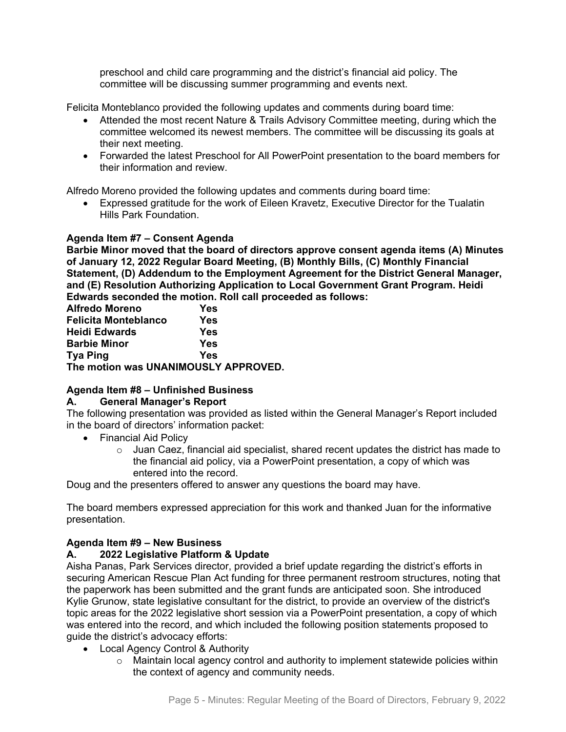preschool and child care programming and the district's financial aid policy. The committee will be discussing summer programming and events next.

Felicita Monteblanco provided the following updates and comments during board time:

- Attended the most recent Nature & Trails Advisory Committee meeting, during which the committee welcomed its newest members. The committee will be discussing its goals at their next meeting.
- Forwarded the latest Preschool for All PowerPoint presentation to the board members for their information and review.

Alfredo Moreno provided the following updates and comments during board time:

- Expressed gratitude for the work of Eileen Kravetz, Executive Director for the Tualatin Hills Park Foundation.

**Agenda Item #7 – Consent Agenda**

**Barbie Minor moved that the board of directors approve consent agenda items (A) Minutes of January 12, 2022 Regular Board Meeting, (B) Monthly Bills, (C) Monthly Financial Statement, (D) Addendum to the Employment Agreement for the District General Manager, and (E) Resolution Authorizing Application to Local Government Grant Program. Heidi Edwards seconded the motion. Roll call proceeded as follows:**

**Alfredo Moreno Yes**
**Felicita Monteblanco Yes**
**Heidi Edwards Yes**
**Barbie Minor Yes**
**Tya Ping Yes**
**The motion was UNANIMOUSLY APPROVED.**

**Agenda Item #8 – Unfinished Business**

**A. General Manager's Report**

The following presentation was provided as listed within the General Manager's Report included in the board of directors' information packet:

- Financial Aid Policy
  - Juan Caez, financial aid specialist, shared recent updates the district has made to the financial aid policy, via a PowerPoint presentation, a copy of which was entered into the record.

Doug and the presenters offered to answer any questions the board may have.

The board members expressed appreciation for this work and thanked Juan for the informative presentation.

**Agenda Item #9 – New Business**

**A. 2022 Legislative Platform & Update**

Aisha Panas, Park Services director, provided a brief update regarding the district's efforts in securing American Rescue Plan Act funding for three permanent restroom structures, noting that the paperwork has been submitted and the grant funds are anticipated soon. She introduced Kylie Grunow, state legislative consultant for the district, to provide an overview of the district's topic areas for the 2022 legislative short session via a PowerPoint presentation, a copy of which was entered into the record, and which included the following position statements proposed to guide the district's advocacy efforts:

- Local Agency Control & Authority
  - Maintain local agency control and authority to implement statewide policies within the context of agency and community needs.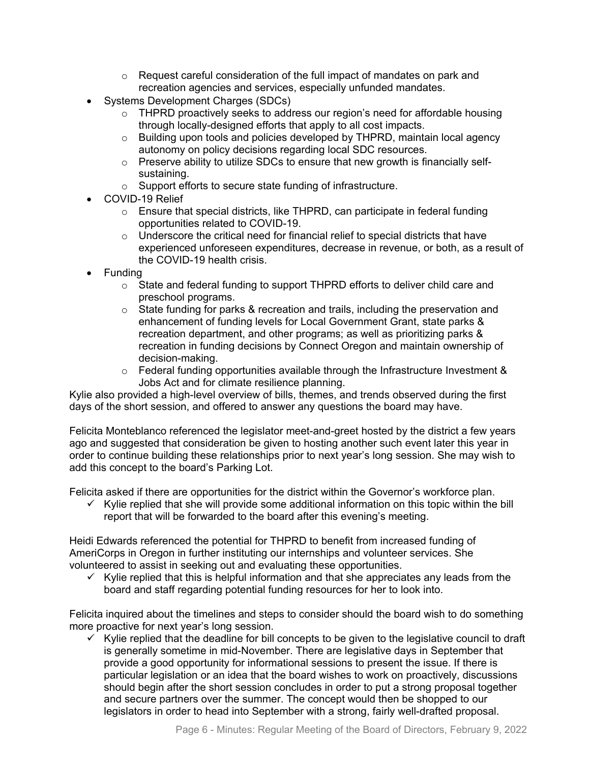- Request careful consideration of the full impact of mandates on park and recreation agencies and services, especially unfunded mandates.
- Systems Development Charges (SDCs)
  - THPRD proactively seeks to address our region's need for affordable housing through locally-designed efforts that apply to all cost impacts.
  - Building upon tools and policies developed by THPRD, maintain local agency autonomy on policy decisions regarding local SDC resources.
  - Preserve ability to utilize SDCs to ensure that new growth is financially self-sustaining.
  - Support efforts to secure state funding of infrastructure.
- COVID-19 Relief
  - Ensure that special districts, like THPRD, can participate in federal funding opportunities related to COVID-19.
  - Underscore the critical need for financial relief to special districts that have experienced unforeseen expenditures, decrease in revenue, or both, as a result of the COVID-19 health crisis.
- Funding
  - State and federal funding to support THPRD efforts to deliver child care and preschool programs.
  - State funding for parks & recreation and trails, including the preservation and enhancement of funding levels for Local Government Grant, state parks & recreation department, and other programs; as well as prioritizing parks & recreation in funding decisions by Connect Oregon and maintain ownership of decision-making.
  - Federal funding opportunities available through the Infrastructure Investment & Jobs Act and for climate resilience planning.

Kylie also provided a high-level overview of bills, themes, and trends observed during the first days of the short session, and offered to answer any questions the board may have.

Felicita Monteblanco referenced the legislator meet-and-greet hosted by the district a few years ago and suggested that consideration be given to hosting another such event later this year in order to continue building these relationships prior to next year's long session. She may wish to add this concept to the board's Parking Lot.

Felicita asked if there are opportunities for the district within the Governor's workforce plan.

- ✓ Kylie replied that she will provide some additional information on this topic within the bill report that will be forwarded to the board after this evening's meeting.

Heidi Edwards referenced the potential for THPRD to benefit from increased funding of AmeriCorps in Oregon in further instituting our internships and volunteer services. She volunteered to assist in seeking out and evaluating these opportunities.

- ✓ Kylie replied that this is helpful information and that she appreciates any leads from the board and staff regarding potential funding resources for her to look into.

Felicita inquired about the timelines and steps to consider should the board wish to do something more proactive for next year's long session.

- ✓ Kylie replied that the deadline for bill concepts to be given to the legislative council to draft is generally sometime in mid-November. There are legislative days in September that provide a good opportunity for informational sessions to present the issue. If there is particular legislation or an idea that the board wishes to work on proactively, discussions should begin after the short session concludes in order to put a strong proposal together and secure partners over the summer. The concept would then be shopped to our legislators in order to head into September with a strong, fairly well-drafted proposal.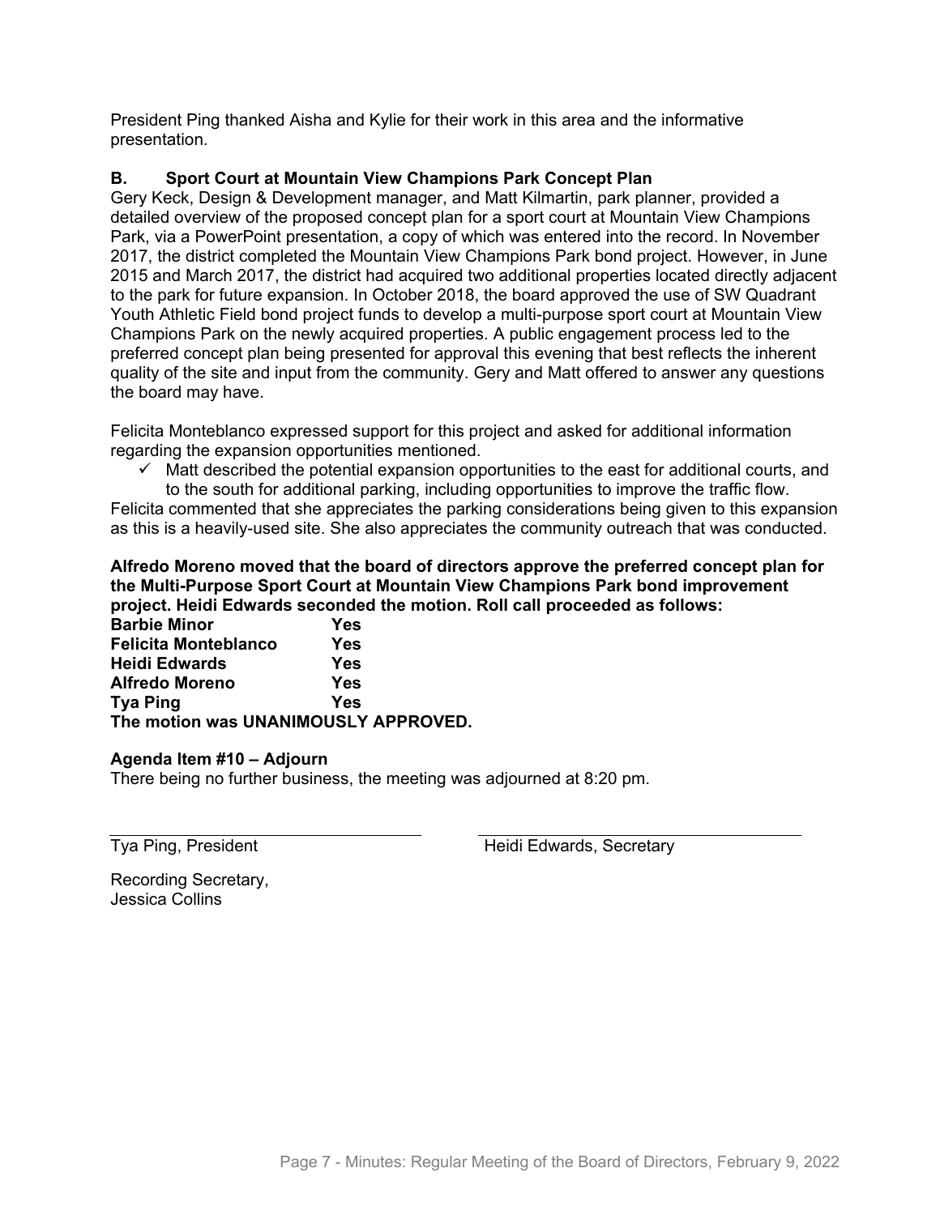President Ping thanked Aisha and Kylie for their work in this area and the informative presentation.

### B. Sport Court at Mountain View Champions Park Concept Plan

Gery Keck, Design & Development manager, and Matt Kilmartin, park planner, provided a detailed overview of the proposed concept plan for a sport court at Mountain View Champions Park, via a PowerPoint presentation, a copy of which was entered into the record. In November 2017, the district completed the Mountain View Champions Park bond project. However, in June 2015 and March 2017, the district had acquired two additional properties located directly adjacent to the park for future expansion. In October 2018, the board approved the use of SW Quadrant Youth Athletic Field bond project funds to develop a multi-purpose sport court at Mountain View Champions Park on the newly acquired properties. A public engagement process led to the preferred concept plan being presented for approval this evening that best reflects the inherent quality of the site and input from the community. Gery and Matt offered to answer any questions the board may have.

Felicita Monteblanco expressed support for this project and asked for additional information regarding the expansion opportunities mentioned.

- ✓ Matt described the potential expansion opportunities to the east for additional courts, and to the south for additional parking, including opportunities to improve the traffic flow.

Felicita commented that she appreciates the parking considerations being given to this expansion as this is a heavily-used site. She also appreciates the community outreach that was conducted.

**Alfredo Moreno moved that the board of directors approve the preferred concept plan for the Multi-Purpose Sport Court at Mountain View Champions Park bond improvement project. Heidi Edwards seconded the motion. Roll call proceeded as follows:**

| | |
|---|---|
| **Barbie Minor** | **Yes** |
| **Felicita Monteblanco** | **Yes** |
| **Heidi Edwards** | **Yes** |
| **Alfredo Moreno** | **Yes** |
| **Tya Ping** | **Yes** |

**The motion was UNANIMOUSLY APPROVED.**

#### Agenda Item #10 – Adjourn

There being no further business, the meeting was adjourned at 8:20 pm.

Tya Ping, President

Heidi Edwards, Secretary

Recording Secretary,
Jessica Collins